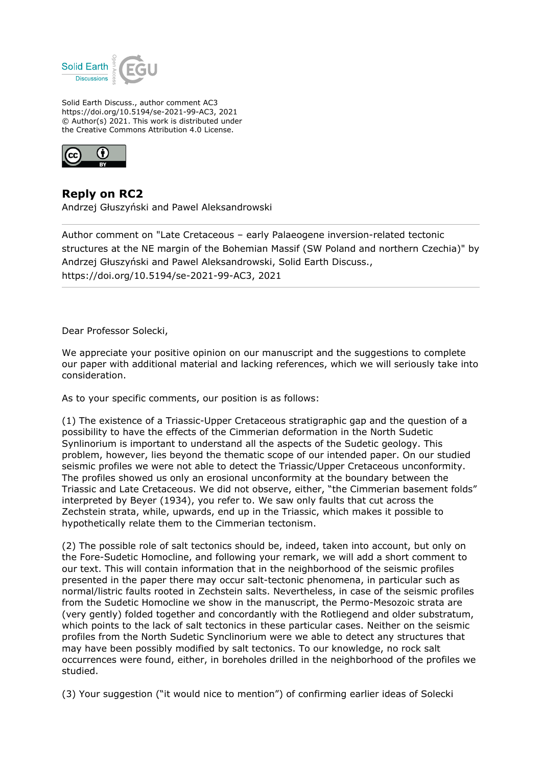Solid Earth Discuss., author comment AC3
https://doi.org/10.5194/se-2021-99-AC3, 2021
© Author(s) 2021. This work is distributed under
the Creative Commons Attribution 4.0 License.

## Reply on RC2

Andrzej Głuszyński and Pawel Aleksandrowski

---

Author comment on "Late Cretaceous – early Palaeogene inversion-related tectonic structures at the NE margin of the Bohemian Massif (SW Poland and northern Czechia)" by Andrzej Głuszyński and Pawel Aleksandrowski, Solid Earth Discuss., https://doi.org/10.5194/se-2021-99-AC3, 2021

---

Dear Professor Solecki,

We appreciate your positive opinion on our manuscript and the suggestions to complete our paper with additional material and lacking references, which we will seriously take into consideration.

As to your specific comments, our position is as follows:

(1) The existence of a Triassic-Upper Cretaceous stratigraphic gap and the question of a possibility to have the effects of the Cimmerian deformation in the North Sudetic Synlinorium is important to understand all the aspects of the Sudetic geology. This problem, however, lies beyond the thematic scope of our intended paper. On our studied seismic profiles we were not able to detect the Triassic/Upper Cretaceous unconformity. The profiles showed us only an erosional unconformity at the boundary between the Triassic and Late Cretaceous. We did not observe, either, "the Cimmerian basement folds" interpreted by Beyer (1934), you refer to. We saw only faults that cut across the Zechstein strata, while, upwards, end up in the Triassic, which makes it possible to hypothetically relate them to the Cimmerian tectonism.

(2) The possible role of salt tectonics should be, indeed, taken into account, but only on the Fore-Sudetic Homocline, and following your remark, we will add a short comment to our text. This will contain information that in the neighborhood of the seismic profiles presented in the paper there may occur salt-tectonic phenomena, in particular such as normal/listric faults rooted in Zechstein salts. Nevertheless, in case of the seismic profiles from the Sudetic Homocline we show in the manuscript, the Permo-Mesozoic strata are (very gently) folded together and concordantly with the Rotliegend and older substratum, which points to the lack of salt tectonics in these particular cases. Neither on the seismic profiles from the North Sudetic Synclinorium were we able to detect any structures that may have been possibly modified by salt tectonics. To our knowledge, no rock salt occurrences were found, either, in boreholes drilled in the neighborhood of the profiles we studied.

(3) Your suggestion ("it would nice to mention") of confirming earlier ideas of Solecki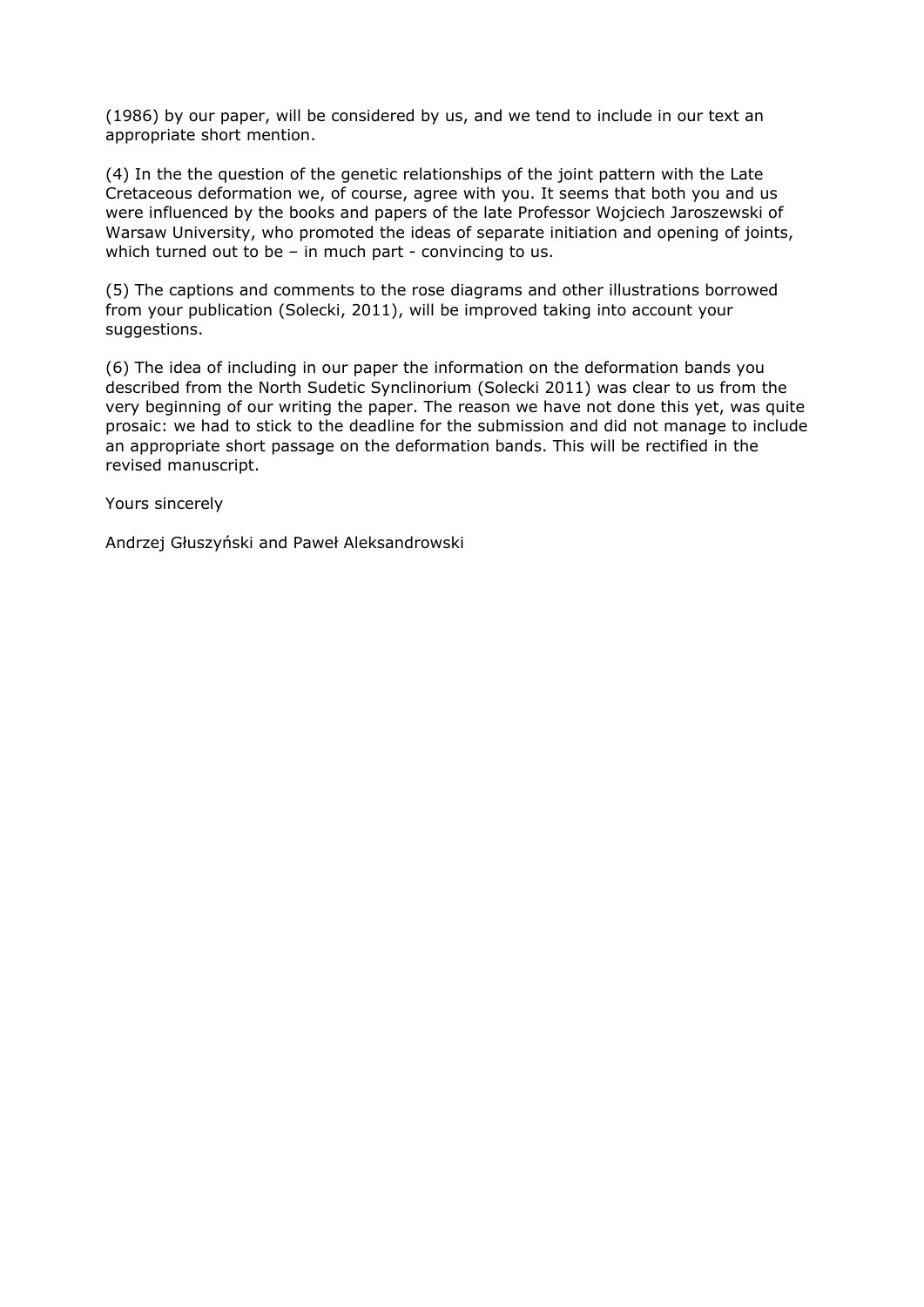(1986) by our paper, will be considered by us, and we tend to include in our text an appropriate short mention.

(4) In the the question of the genetic relationships of the joint pattern with the Late Cretaceous deformation we, of course, agree with you. It seems that both you and us were influenced by the books and papers of the late Professor Wojciech Jaroszewski of Warsaw University, who promoted the ideas of separate initiation and opening of joints, which turned out to be – in much part - convincing to us.

(5) The captions and comments to the rose diagrams and other illustrations borrowed from your publication (Solecki, 2011), will be improved taking into account your suggestions.

(6) The idea of including in our paper the information on the deformation bands you described from the North Sudetic Synclinorium (Solecki 2011) was clear to us from the very beginning of our writing the paper. The reason we have not done this yet, was quite prosaic: we had to stick to the deadline for the submission and did not manage to include an appropriate short passage on the deformation bands. This will be rectified in the revised manuscript.

Yours sincerely

Andrzej Głuszyński and Paweł Aleksandrowski